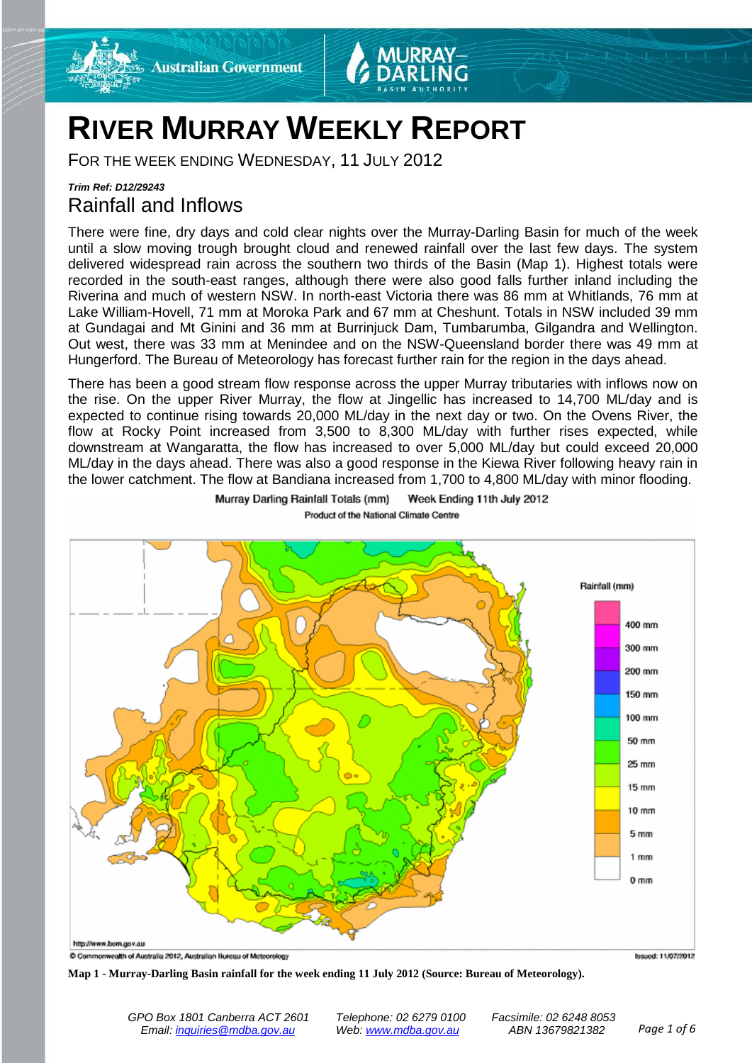Australian Government

MURRAY–DARLING BASIN AUTHORITY

# RIVER MURRAY WEEKLY REPORT

FOR THE WEEK ENDING WEDNESDAY, 11 JULY 2012

***Trim Ref: D12/29243***

## Rainfall and Inflows

There were fine, dry days and cold clear nights over the Murray-Darling Basin for much of the week until a slow moving trough brought cloud and renewed rainfall over the last few days. The system delivered widespread rain across the southern two thirds of the Basin (Map 1). Highest totals were recorded in the south-east ranges, although there were also good falls further inland including the Riverina and much of western NSW. In north-east Victoria there was 86 mm at Whitlands, 76 mm at Lake William-Hovell, 71 mm at Moroka Park and 67 mm at Cheshunt. Totals in NSW included 39 mm at Gundagai and Mt Ginini and 36 mm at Burrinjuck Dam, Tumbarumba, Gilgandra and Wellington. Out west, there was 33 mm at Menindee and on the NSW-Queensland border there was 49 mm at Hungerford. The Bureau of Meteorology has forecast further rain for the region in the days ahead.

There has been a good stream flow response across the upper Murray tributaries with inflows now on the rise. On the upper River Murray, the flow at Jingellic has increased to 14,700 ML/day and is expected to continue rising towards 20,000 ML/day in the next day or two. On the Ovens River, the flow at Rocky Point increased from 3,500 to 8,300 ML/day with further rises expected, while downstream at Wangaratta, the flow has increased to over 5,000 ML/day but could exceed 20,000 ML/day in the days ahead. There was also a good response in the Kiewa River following heavy rain in the lower catchment. The flow at Bandiana increased from 1,700 to 4,800 ML/day with minor flooding.

Murray Darling Rainfall Totals (mm) Week Ending 11th July 2012
Product of the National Climate Centre

Rainfall (mm)
400 mm
300 mm
200 mm
150 mm
100 mm
50 mm
25 mm
15 mm
10 mm
5 mm
1 mm
0 mm

http://www.bom.gov.au
© Commonwealth of Australia 2012, Australian Bureau of Meteorology
Issued: 11/07/2012

**Map 1 - Murray-Darling Basin rainfall for the week ending 11 July 2012 (Source: Bureau of Meteorology).**

*GPO Box 1801 Canberra ACT 2601 Telephone: 02 6279 0100 Facsimile: 02 6248 8053*
*Email: inquiries@mdba.gov.au Web: www.mdba.gov.au ABN 13679821382*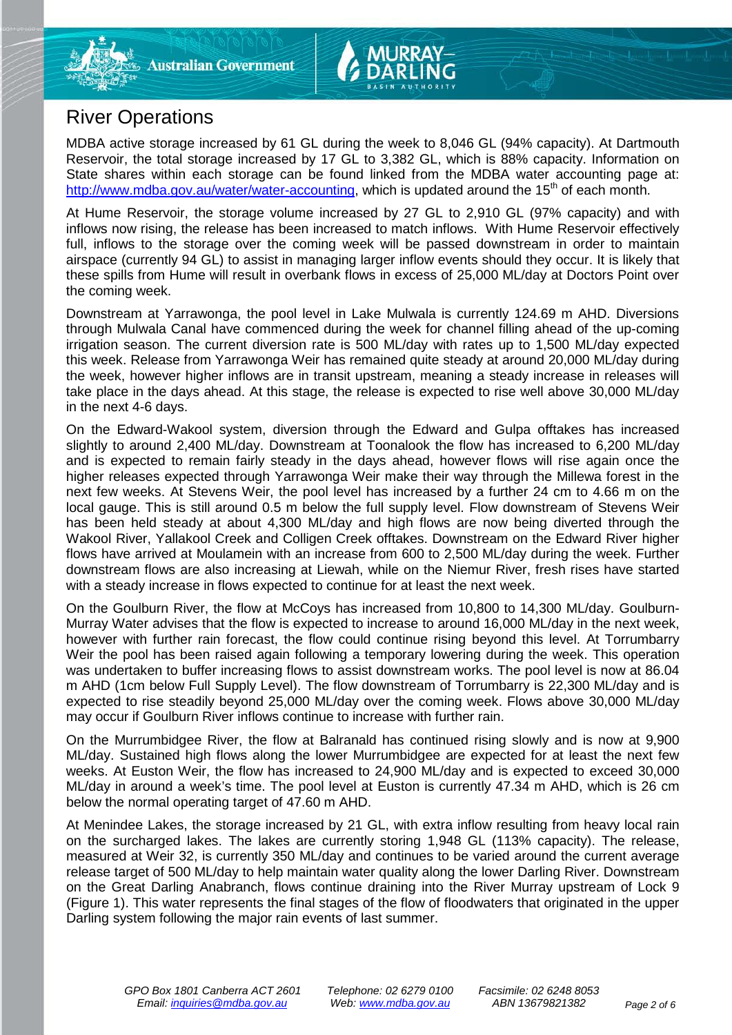# River Operations

MDBA active storage increased by 61 GL during the week to 8,046 GL (94% capacity). At Dartmouth Reservoir, the total storage increased by 17 GL to 3,382 GL, which is 88% capacity. Information on State shares within each storage can be found linked from the MDBA water accounting page at: http://www.mdba.gov.au/water/water-accounting, which is updated around the 15th of each month.

At Hume Reservoir, the storage volume increased by 27 GL to 2,910 GL (97% capacity) and with inflows now rising, the release has been increased to match inflows. With Hume Reservoir effectively full, inflows to the storage over the coming week will be passed downstream in order to maintain airspace (currently 94 GL) to assist in managing larger inflow events should they occur. It is likely that these spills from Hume will result in overbank flows in excess of 25,000 ML/day at Doctors Point over the coming week.

Downstream at Yarrawonga, the pool level in Lake Mulwala is currently 124.69 m AHD. Diversions through Mulwala Canal have commenced during the week for channel filling ahead of the up-coming irrigation season. The current diversion rate is 500 ML/day with rates up to 1,500 ML/day expected this week. Release from Yarrawonga Weir has remained quite steady at around 20,000 ML/day during the week, however higher inflows are in transit upstream, meaning a steady increase in releases will take place in the days ahead. At this stage, the release is expected to rise well above 30,000 ML/day in the next 4-6 days.

On the Edward-Wakool system, diversion through the Edward and Gulpa offtakes has increased slightly to around 2,400 ML/day. Downstream at Toonalook the flow has increased to 6,200 ML/day and is expected to remain fairly steady in the days ahead, however flows will rise again once the higher releases expected through Yarrawonga Weir make their way through the Millewa forest in the next few weeks. At Stevens Weir, the pool level has increased by a further 24 cm to 4.66 m on the local gauge. This is still around 0.5 m below the full supply level. Flow downstream of Stevens Weir has been held steady at about 4,300 ML/day and high flows are now being diverted through the Wakool River, Yallakool Creek and Colligen Creek offtakes. Downstream on the Edward River higher flows have arrived at Moulamein with an increase from 600 to 2,500 ML/day during the week. Further downstream flows are also increasing at Liewah, while on the Niemur River, fresh rises have started with a steady increase in flows expected to continue for at least the next week.

On the Goulburn River, the flow at McCoys has increased from 10,800 to 14,300 ML/day. Goulburn-Murray Water advises that the flow is expected to increase to around 16,000 ML/day in the next week, however with further rain forecast, the flow could continue rising beyond this level. At Torrumbarry Weir the pool has been raised again following a temporary lowering during the week. This operation was undertaken to buffer increasing flows to assist downstream works. The pool level is now at 86.04 m AHD (1cm below Full Supply Level). The flow downstream of Torrumbarry is 22,300 ML/day and is expected to rise steadily beyond 25,000 ML/day over the coming week. Flows above 30,000 ML/day may occur if Goulburn River inflows continue to increase with further rain.

On the Murrumbidgee River, the flow at Balranald has continued rising slowly and is now at 9,900 ML/day. Sustained high flows along the lower Murrumbidgee are expected for at least the next few weeks. At Euston Weir, the flow has increased to 24,900 ML/day and is expected to exceed 30,000 ML/day in around a week's time. The pool level at Euston is currently 47.34 m AHD, which is 26 cm below the normal operating target of 47.60 m AHD.

At Menindee Lakes, the storage increased by 21 GL, with extra inflow resulting from heavy local rain on the surcharged lakes. The lakes are currently storing 1,948 GL (113% capacity). The release, measured at Weir 32, is currently 350 ML/day and continues to be varied around the current average release target of 500 ML/day to help maintain water quality along the lower Darling River. Downstream on the Great Darling Anabranch, flows continue draining into the River Murray upstream of Lock 9 (Figure 1). This water represents the final stages of the flow of floodwaters that originated in the upper Darling system following the major rain events of last summer.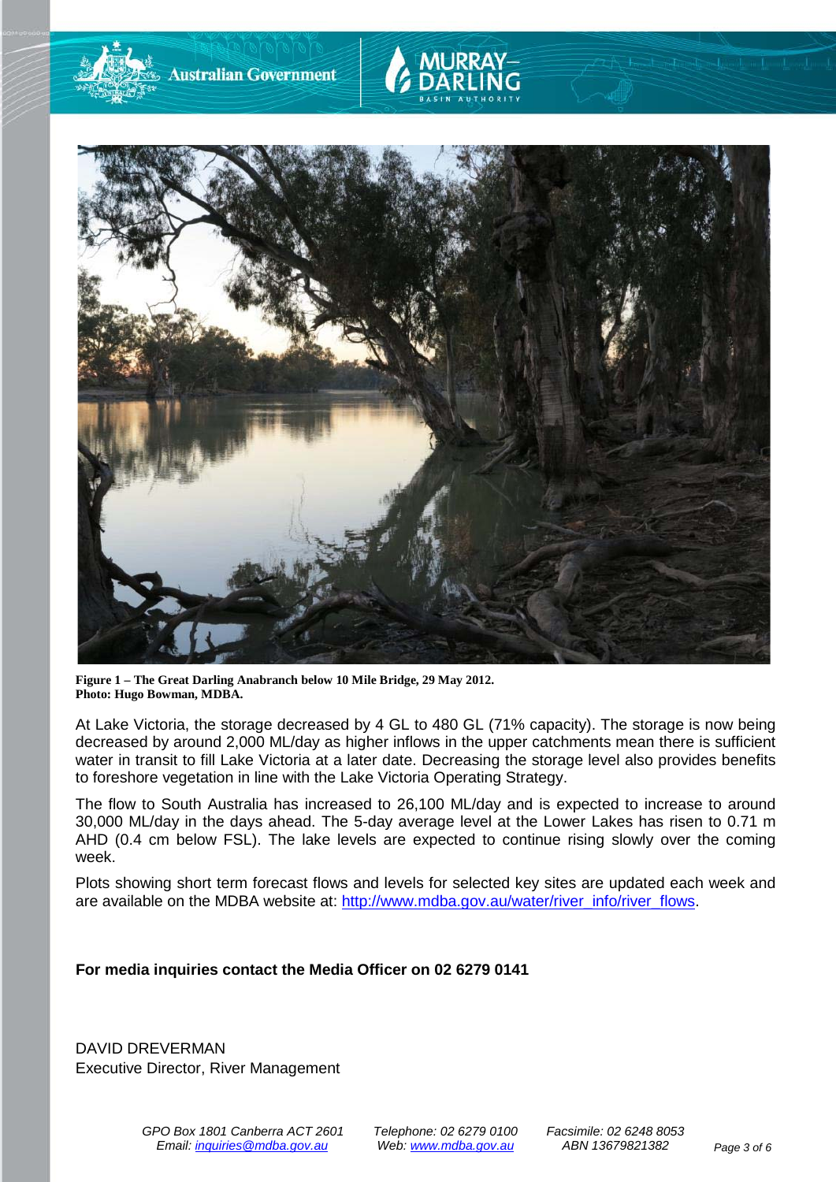**Figure 1 – The Great Darling Anabranch below 10 Mile Bridge, 29 May 2012.**
**Photo: Hugo Bowman, MDBA.**

At Lake Victoria, the storage decreased by 4 GL to 480 GL (71% capacity). The storage is now being decreased by around 2,000 ML/day as higher inflows in the upper catchments mean there is sufficient water in transit to fill Lake Victoria at a later date. Decreasing the storage level also provides benefits to foreshore vegetation in line with the Lake Victoria Operating Strategy.

The flow to South Australia has increased to 26,100 ML/day and is expected to increase to around 30,000 ML/day in the days ahead. The 5-day average level at the Lower Lakes has risen to 0.71 m AHD (0.4 cm below FSL). The lake levels are expected to continue rising slowly over the coming week.

Plots showing short term forecast flows and levels for selected key sites are updated each week and are available on the MDBA website at: http://www.mdba.gov.au/water/river_info/river_flows.

**For media inquiries contact the Media Officer on 02 6279 0141**

DAVID DREVERMAN
Executive Director, River Management

*GPO Box 1801 Canberra ACT 2601 Telephone: 02 6279 0100 Facsimile: 02 6248 8053*
*Email: inquiries@mdba.gov.au Web: www.mdba.gov.au ABN 13679821382*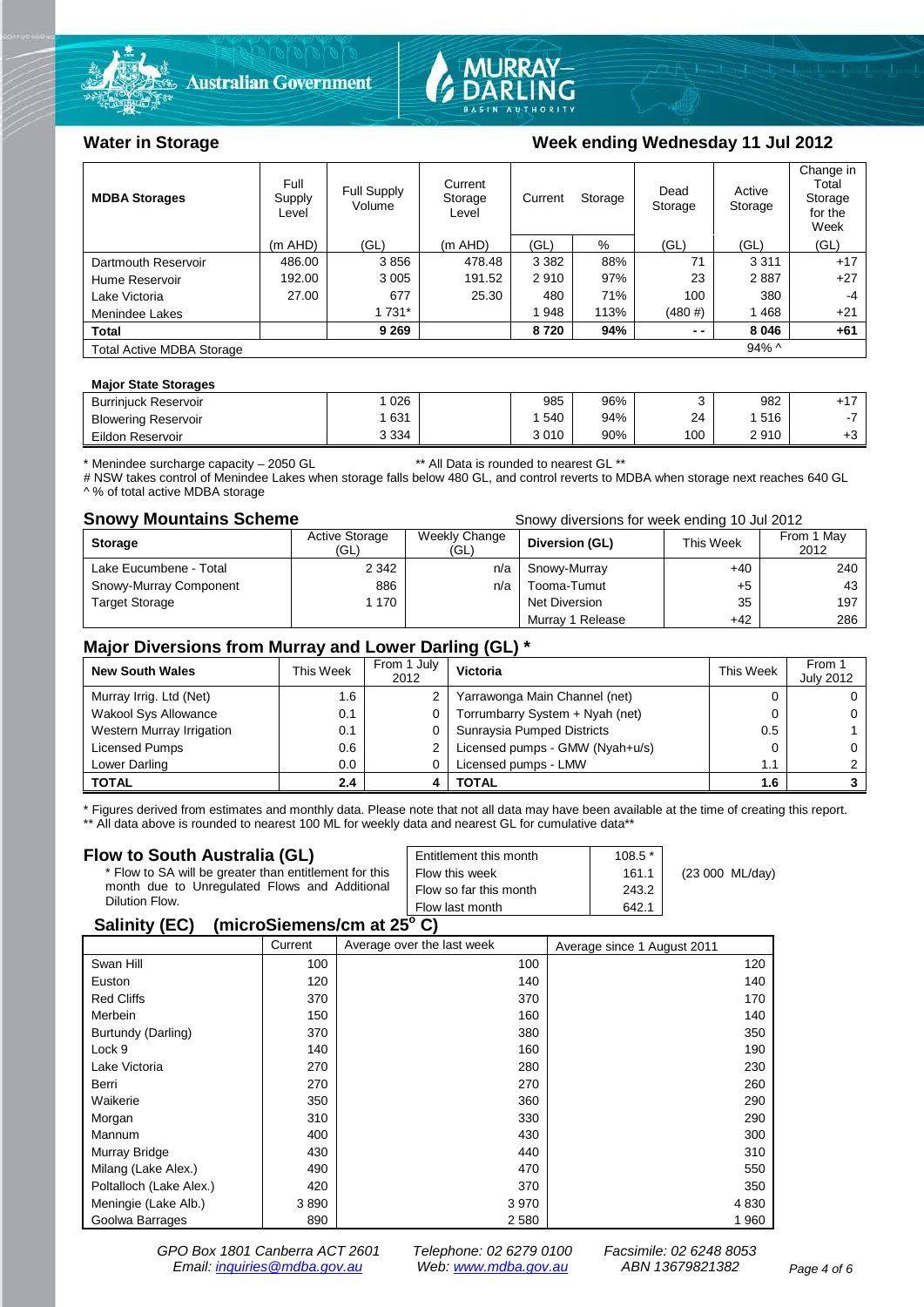## Water in Storage

**Week ending Wednesday 11 Jul 2012**

| MDBA Storages | Full Supply Level | Full Supply Volume | Current Storage Level | Current Storage | | Dead Storage | Active Storage | Change in Total Storage for the Week |
|---|---|---|---|---|---|---|---|---|
| | (m AHD) | (GL) | (m AHD) | (GL) | % | (GL) | (GL) | (GL) |
| Dartmouth Reservoir | 486.00 | 3 856 | 478.48 | 3 382 | 88% | 71 | 3 311 | +17 |
| Hume Reservoir | 192.00 | 3 005 | 191.52 | 2 910 | 97% | 23 | 2 887 | +27 |
| Lake Victoria | 27.00 | 677 | 25.30 | 480 | 71% | 100 | 380 | -4 |
| Menindee Lakes | | 1 731* | | 1 948 | 113% | (480 #) | 1 468 | +21 |
| **Total** | | **9 269** | | **8 720** | **94%** | **- -** | **8 046** | **+61** |
| Total Active MDBA Storage | | | | | | | 94% ^ | |

**Major State Storages**

| | | | | | | | |
|---|---|---|---|---|---|---|---|
| Burrinjuck Reservoir | 1 026 | | 985 | 96% | 3 | 982 | +17 |
| Blowering Reservoir | 1 631 | | 1 540 | 94% | 24 | 1 516 | -7 |
| Eildon Reservoir | 3 334 | | 3 010 | 90% | 100 | 2 910 | +3 |

\* Menindee surcharge capacity – 2050 GL        ** All Data is rounded to nearest GL **
# NSW takes control of Menindee Lakes when storage falls below 480 GL, and control reverts to MDBA when storage next reaches 640 GL
^ % of total active MDBA storage

## Snowy Mountains Scheme

Snowy diversions for week ending 10 Jul 2012

| Storage | Active Storage (GL) | Weekly Change (GL) | Diversion (GL) | This Week | From 1 May 2012 |
|---|---|---|---|---|---|
| Lake Eucumbene - Total | 2 342 | n/a | Snowy-Murray | +40 | 240 |
| Snowy-Murray Component | 886 | n/a | Tooma-Tumut | +5 | 43 |
| Target Storage | 1 170 | | Net Diversion | 35 | 197 |
| | | | Murray 1 Release | +42 | 286 |

## Major Diversions from Murray and Lower Darling (GL) *

| New South Wales | This Week | From 1 July 2012 | Victoria | This Week | From 1 July 2012 |
|---|---|---|---|---|---|
| Murray Irrig. Ltd (Net) | 1.6 | 2 | Yarrawonga Main Channel (net) | 0 | 0 |
| Wakool Sys Allowance | 0.1 | 0 | Torrumbarry System + Nyah (net) | 0 | 0 |
| Western Murray Irrigation | 0.1 | 0 | Sunraysia Pumped Districts | 0.5 | 1 |
| Licensed Pumps | 0.6 | 2 | Licensed pumps - GMW (Nyah+u/s) | 0 | 0 |
| Lower Darling | 0.0 | 0 | Licensed pumps - LMW | 1.1 | 2 |
| **TOTAL** | **2.4** | **4** | **TOTAL** | **1.6** | **3** |

\* Figures derived from estimates and monthly data. Please note that not all data may have been available at the time of creating this report.
** All data above is rounded to nearest 100 ML for weekly data and nearest GL for cumulative data**

## Flow to South Australia (GL)

\* Flow to SA will be greater than entitlement for this month due to Unregulated Flows and Additional Dilution Flow.

| | | |
|---|---|---|
| Entitlement this month | 108.5 * | |
| Flow this week | 161.1 | (23 000 ML/day) |
| Flow so far this month | 243.2 | |
| Flow last month | 642.1 | |

## Salinity (EC) (microSiemens/cm at 25° C)

| | Current | Average over the last week | Average since 1 August 2011 |
|---|---|---|---|
| Swan Hill | 100 | 100 | 120 |
| Euston | 120 | 140 | 140 |
| Red Cliffs | 370 | 370 | 170 |
| Merbein | 150 | 160 | 140 |
| Burtundy (Darling) | 370 | 380 | 350 |
| Lock 9 | 140 | 160 | 190 |
| Lake Victoria | 270 | 280 | 230 |
| Berri | 270 | 270 | 260 |
| Waikerie | 350 | 360 | 290 |
| Morgan | 310 | 330 | 290 |
| Mannum | 400 | 430 | 300 |
| Murray Bridge | 430 | 440 | 310 |
| Milang (Lake Alex.) | 490 | 470 | 550 |
| Poltalloch (Lake Alex.) | 420 | 370 | 350 |
| Meningie (Lake Alb.) | 3 890 | 3 970 | 4 830 |
| Goolwa Barrages | 890 | 2 580 | 1 960 |

GPO Box 1801 Canberra ACT 2601    Telephone: 02 6279 0100    Facsimile: 02 6248 8053
Email: inquiries@mdba.gov.au    Web: www.mdba.gov.au    ABN 13679821382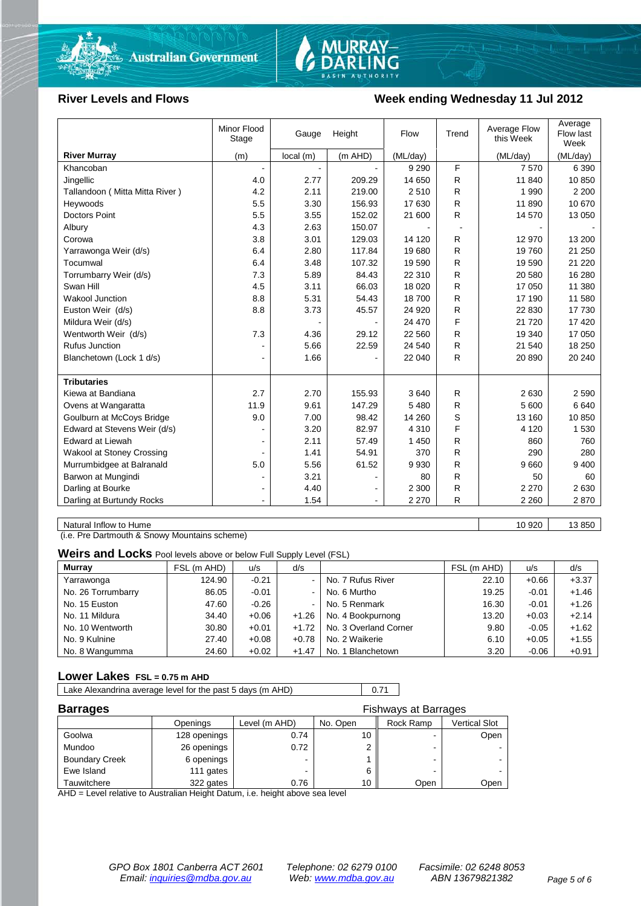## River Levels and Flows

## Week ending Wednesday 11 Jul 2012

| River Murray | Minor Flood Stage (m) | Gauge Height local (m) | Gauge Height (m AHD) | Flow (ML/day) | Trend | Average Flow this Week (ML/day) | Average Flow last Week (ML/day) |
|---|---|---|---|---|---|---|---|
| Khancoban | - | - | - | 9 290 | F | 7 570 | 6 390 |
| Jingellic | 4.0 | 2.77 | 209.29 | 14 650 | R | 11 840 | 10 850 |
| Tallandoon ( Mitta Mitta River ) | 4.2 | 2.11 | 219.00 | 2 510 | R | 1 990 | 2 200 |
| Heywoods | 5.5 | 3.30 | 156.93 | 17 630 | R | 11 890 | 10 670 |
| Doctors Point | 5.5 | 3.55 | 152.02 | 21 600 | R | 14 570 | 13 050 |
| Albury | 4.3 | 2.63 | 150.07 | - | - | - | - |
| Corowa | 3.8 | 3.01 | 129.03 | 14 120 | R | 12 970 | 13 200 |
| Yarrawonga Weir (d/s) | 6.4 | 2.80 | 117.84 | 19 680 | R | 19 760 | 21 250 |
| Tocumwal | 6.4 | 3.48 | 107.32 | 19 590 | R | 19 590 | 21 220 |
| Torrumbarry Weir (d/s) | 7.3 | 5.89 | 84.43 | 22 310 | R | 20 580 | 16 280 |
| Swan Hill | 4.5 | 3.11 | 66.03 | 18 020 | R | 17 050 | 11 380 |
| Wakool Junction | 8.8 | 5.31 | 54.43 | 18 700 | R | 17 190 | 11 580 |
| Euston Weir (d/s) | 8.8 | 3.73 | 45.57 | 24 920 | R | 22 830 | 17 730 |
| Mildura Weir (d/s) | | - | - | 24 470 | F | 21 720 | 17 420 |
| Wentworth Weir (d/s) | 7.3 | 4.36 | 29.12 | 22 560 | R | 19 340 | 17 050 |
| Rufus Junction | - | 5.66 | 22.59 | 24 540 | R | 21 540 | 18 250 |
| Blanchetown (Lock 1 d/s) | - | 1.66 | - | 22 040 | R | 20 890 | 20 240 |
| **Tributaries** | | | | | | | |
| Kiewa at Bandiana | 2.7 | 2.70 | 155.93 | 3 640 | R | 2 630 | 2 590 |
| Ovens at Wangaratta | 11.9 | 9.61 | 147.29 | 5 480 | R | 5 600 | 6 640 |
| Goulburn at McCoys Bridge | 9.0 | 7.00 | 98.42 | 14 260 | S | 13 160 | 10 850 |
| Edward at Stevens Weir (d/s) | - | 3.20 | 82.97 | 4 310 | F | 4 120 | 1 530 |
| Edward at Liewah | - | 2.11 | 57.49 | 1 450 | R | 860 | 760 |
| Wakool at Stoney Crossing | - | 1.41 | 54.91 | 370 | R | 290 | 280 |
| Murrumbidgee at Balranald | 5.0 | 5.56 | 61.52 | 9 930 | R | 9 660 | 9 400 |
| Barwon at Mungindi | - | 3.21 | - | 80 | R | 50 | 60 |
| Darling at Bourke | - | 4.40 | - | 2 300 | R | 2 270 | 2 630 |
| Darling at Burtundy Rocks | - | 1.54 | - | 2 270 | R | 2 260 | 2 870 |
| Natural Inflow to Hume | | | | | | 10 920 | 13 850 |

(i.e. Pre Dartmouth & Snowy Mountains scheme)

### Weirs and Locks Pool levels above or below Full Supply Level (FSL)

| Murray | FSL (m AHD) | u/s | d/s | | FSL (m AHD) | u/s | d/s |
|---|---|---|---|---|---|---|---|
| Yarrawonga | 124.90 | -0.21 | - | No. 7 Rufus River | 22.10 | +0.66 | +3.37 |
| No. 26 Torrumbarry | 86.05 | -0.01 | - | No. 6 Murtho | 19.25 | -0.01 | +1.46 |
| No. 15 Euston | 47.60 | -0.26 | - | No. 5 Renmark | 16.30 | -0.01 | +1.26 |
| No. 11 Mildura | 34.40 | +0.06 | +1.26 | No. 4 Bookpurnong | 13.20 | +0.03 | +2.14 |
| No. 10 Wentworth | 30.80 | +0.01 | +1.72 | No. 3 Overland Corner | 9.80 | -0.05 | +1.62 |
| No. 9 Kulnine | 27.40 | +0.08 | +0.78 | No. 2 Waikerie | 6.10 | +0.05 | +1.55 |
| No. 8 Wangumma | 24.60 | +0.02 | +1.47 | No. 1 Blanchetown | 3.20 | -0.06 | +0.91 |

### Lower Lakes FSL = 0.75 m AHD

| | |
|---|---|
| Lake Alexandrina average level for the past 5 days (m AHD) | 0.71 |

### Barrages

| | Openings | Level (m AHD) | No. Open | Fishways at Barrages: Rock Ramp | Fishways at Barrages: Vertical Slot |
|---|---|---|---|---|---|
| Goolwa | 128 openings | 0.74 | 10 | - | Open |
| Mundoo | 26 openings | 0.72 | 2 | - | - |
| Boundary Creek | 6 openings | - | 1 | - | - |
| Ewe Island | 111 gates | - | 6 | - | - |
| Tauwitchere | 322 gates | 0.76 | 10 | Open | Open |

AHD = Level relative to Australian Height Datum, i.e. height above sea level

*GPO Box 1801 Canberra ACT 2601 Email: inquiries@mdba.gov.au*

*Telephone: 02 6279 0100 Web: www.mdba.gov.au*

*Facsimile: 02 6248 8053 ABN 13679821382*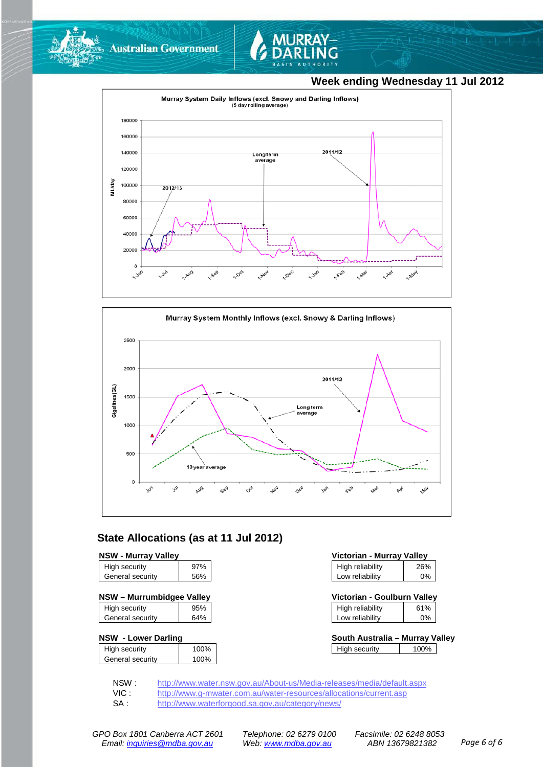## Week ending Wednesday 11 Jul 2012

Murray System Daily Inflows (excl. Snowy and Darling Inflows)
(5 day rolling average)

ML/day

180000
160000
140000
120000
100000
80000
60000
40000
20000
0

2012/13
Long term average
2011/12

1-Jun 1-Jul 1-Aug 1-Sep 1-Oct 1-Nov 1-Dec 1-Jan 1-Feb 1-Mar 1-Apr 1-May

Murray System Monthly Inflows (excl. Snowy & Darling Inflows)

Gigalitres (GL)

2500
2000
1500
1000
500
0

2011/12
Long term average
10 year average

Jun Jul Aug Sep Oct Nov Dec Jan Feb Mar Apr May

## State Allocations (as at 11 Jul 2012)

**NSW - Murray Valley**

| | |
|---|---|
| High security | 97% |
| General security | 56% |

**NSW – Murrumbidgee Valley**

| | |
|---|---|
| High security | 95% |
| General security | 64% |

**NSW - Lower Darling**

| | |
|---|---|
| High security | 100% |
| General security | 100% |

**Victorian - Murray Valley**

| | |
|---|---|
| High reliability | 26% |
| Low reliability | 0% |

**Victorian - Goulburn Valley**

| | |
|---|---|
| High reliability | 61% |
| Low reliability | 0% |

**South Australia – Murray Valley**

| | |
|---|---|
| High security | 100% |

NSW : http://www.water.nsw.gov.au/About-us/Media-releases/media/default.aspx
VIC : http://www.g-mwater.com.au/water-resources/allocations/current.asp
SA : http://www.waterforgood.sa.gov.au/category/news/

*GPO Box 1801 Canberra ACT 2601*
*Email: inquiries@mdba.gov.au*
*Telephone: 02 6279 0100*
*Web: www.mdba.gov.au*
*Facsimile: 02 6248 8053*
*ABN 13679821382*